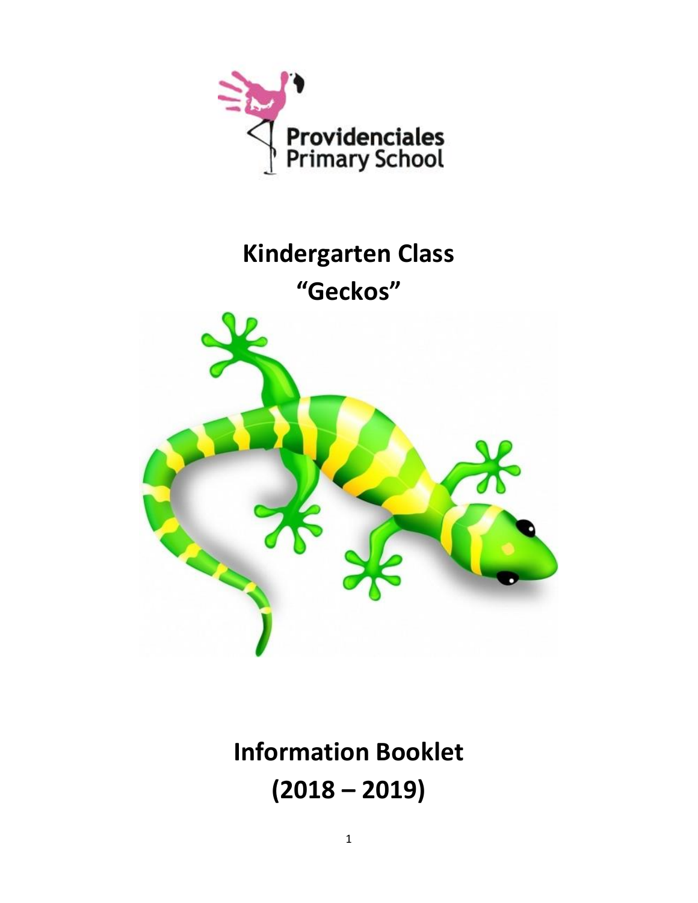Providenciales Primary School

# Kindergarten Class
# "Geckos"

# Information Booklet
# (2018 – 2019)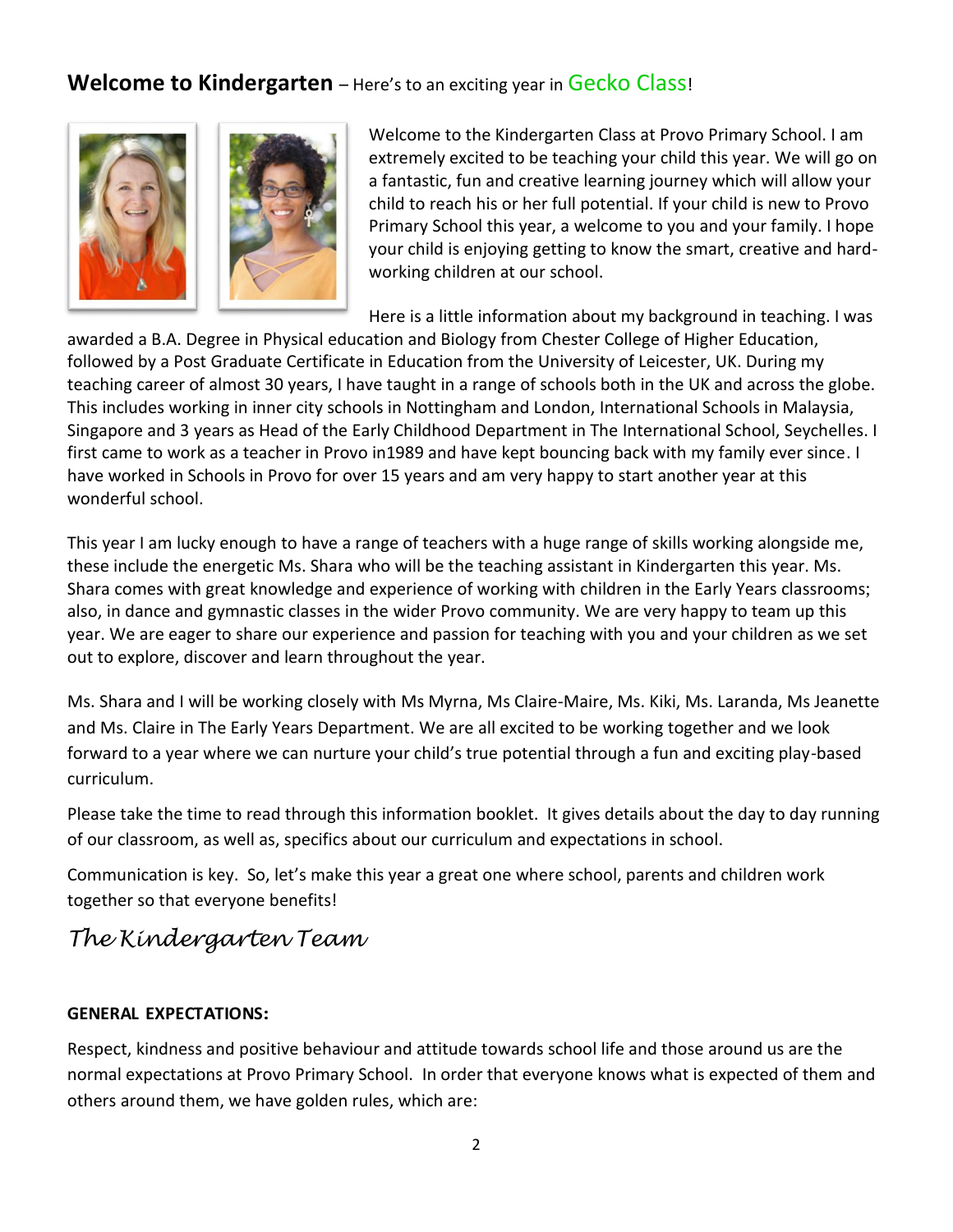## **Welcome to Kindergarten** – Here's to an exciting year in Gecko Class!

Welcome to the Kindergarten Class at Provo Primary School. I am extremely excited to be teaching your child this year. We will go on a fantastic, fun and creative learning journey which will allow your child to reach his or her full potential. If your child is new to Provo Primary School this year, a welcome to you and your family. I hope your child is enjoying getting to know the smart, creative and hard-working children at our school.

Here is a little information about my background in teaching. I was awarded a B.A. Degree in Physical education and Biology from Chester College of Higher Education, followed by a Post Graduate Certificate in Education from the University of Leicester, UK. During my teaching career of almost 30 years, I have taught in a range of schools both in the UK and across the globe. This includes working in inner city schools in Nottingham and London, International Schools in Malaysia, Singapore and 3 years as Head of the Early Childhood Department in The International School, Seychelles. I first came to work as a teacher in Provo in1989 and have kept bouncing back with my family ever since. I have worked in Schools in Provo for over 15 years and am very happy to start another year at this wonderful school.

This year I am lucky enough to have a range of teachers with a huge range of skills working alongside me, these include the energetic Ms. Shara who will be the teaching assistant in Kindergarten this year. Ms. Shara comes with great knowledge and experience of working with children in the Early Years classrooms; also, in dance and gymnastic classes in the wider Provo community. We are very happy to team up this year. We are eager to share our experience and passion for teaching with you and your children as we set out to explore, discover and learn throughout the year.

Ms. Shara and I will be working closely with Ms Myrna, Ms Claire-Maire, Ms. Kiki, Ms. Laranda, Ms Jeanette and Ms. Claire in The Early Years Department. We are all excited to be working together and we look forward to a year where we can nurture your child's true potential through a fun and exciting play-based curriculum.

Please take the time to read through this information booklet. It gives details about the day to day running of our classroom, as well as, specifics about our curriculum and expectations in school.

Communication is key. So, let's make this year a great one where school, parents and children work together so that everyone benefits!

*The Kindergarten Team*

**GENERAL EXPECTATIONS:**

Respect, kindness and positive behaviour and attitude towards school life and those around us are the normal expectations at Provo Primary School. In order that everyone knows what is expected of them and others around them, we have golden rules, which are: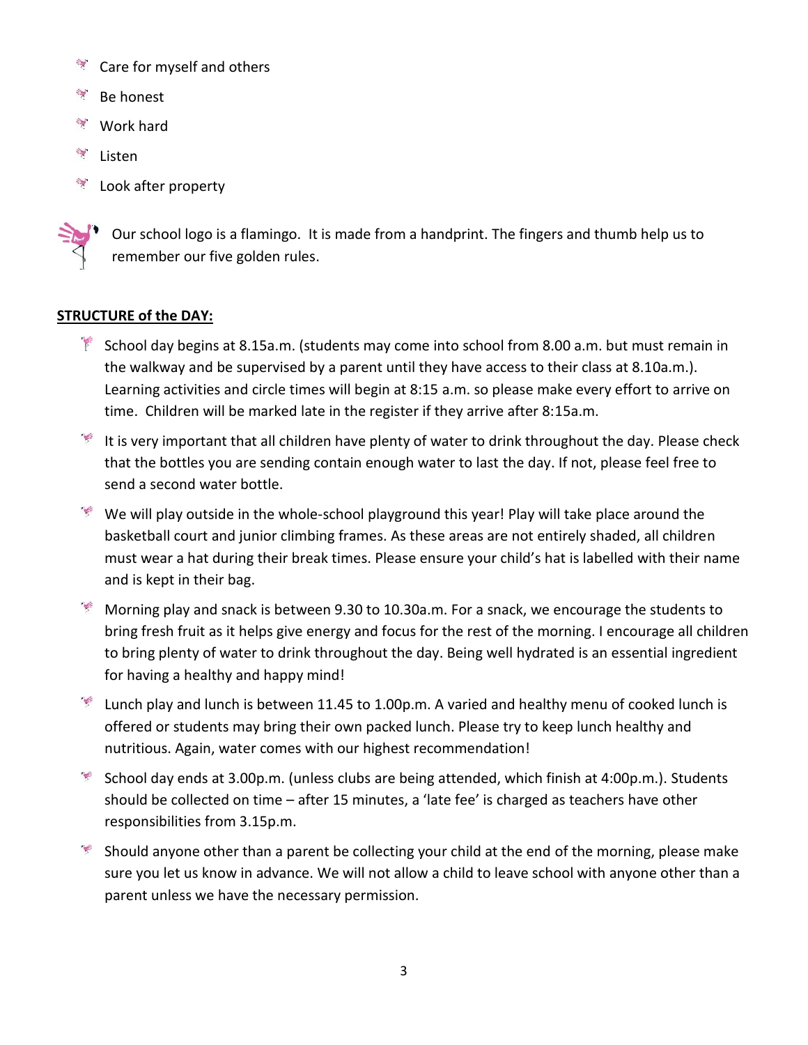- Care for myself and others
- Be honest
- Work hard
- Listen
- Look after property

Our school logo is a flamingo. It is made from a handprint. The fingers and thumb help us to remember our five golden rules.

**STRUCTURE of the DAY:**

- School day begins at 8.15a.m. (students may come into school from 8.00 a.m. but must remain in the walkway and be supervised by a parent until they have access to their class at 8.10a.m.). Learning activities and circle times will begin at 8:15 a.m. so please make every effort to arrive on time. Children will be marked late in the register if they arrive after 8:15a.m.
- It is very important that all children have plenty of water to drink throughout the day. Please check that the bottles you are sending contain enough water to last the day. If not, please feel free to send a second water bottle.
- We will play outside in the whole-school playground this year! Play will take place around the basketball court and junior climbing frames. As these areas are not entirely shaded, all children must wear a hat during their break times. Please ensure your child's hat is labelled with their name and is kept in their bag.
- Morning play and snack is between 9.30 to 10.30a.m. For a snack, we encourage the students to bring fresh fruit as it helps give energy and focus for the rest of the morning. I encourage all children to bring plenty of water to drink throughout the day. Being well hydrated is an essential ingredient for having a healthy and happy mind!
- Lunch play and lunch is between 11.45 to 1.00p.m. A varied and healthy menu of cooked lunch is offered or students may bring their own packed lunch. Please try to keep lunch healthy and nutritious. Again, water comes with our highest recommendation!
- School day ends at 3.00p.m. (unless clubs are being attended, which finish at 4:00p.m.). Students should be collected on time – after 15 minutes, a 'late fee' is charged as teachers have other responsibilities from 3.15p.m.
- Should anyone other than a parent be collecting your child at the end of the morning, please make sure you let us know in advance. We will not allow a child to leave school with anyone other than a parent unless we have the necessary permission.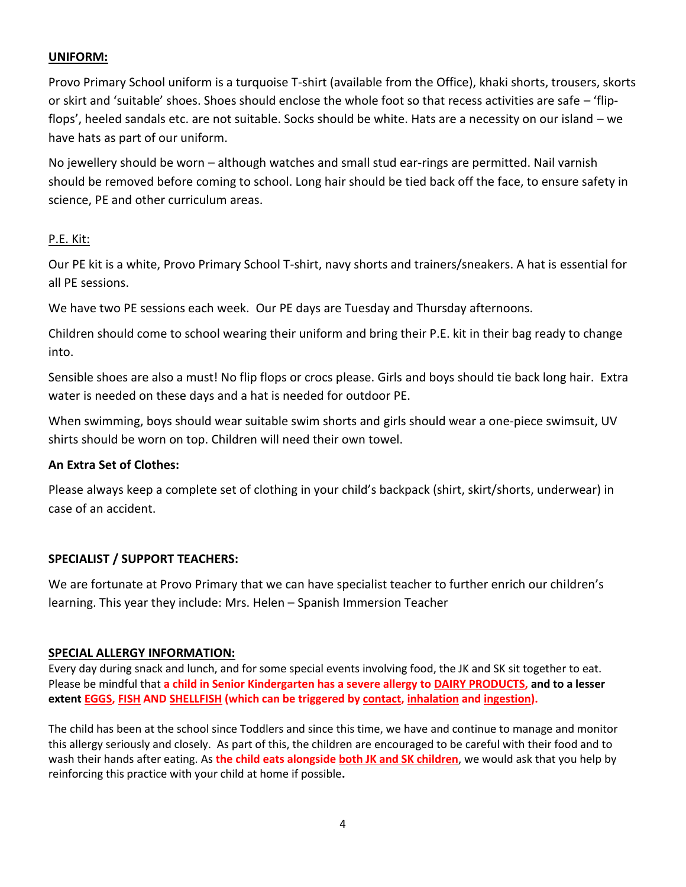## UNIFORM:

Provo Primary School uniform is a turquoise T-shirt (available from the Office), khaki shorts, trousers, skorts or skirt and 'suitable' shoes. Shoes should enclose the whole foot so that recess activities are safe – 'flip-flops', heeled sandals etc. are not suitable. Socks should be white. Hats are a necessity on our island – we have hats as part of our uniform.

No jewellery should be worn – although watches and small stud ear-rings are permitted. Nail varnish should be removed before coming to school. Long hair should be tied back off the face, to ensure safety in science, PE and other curriculum areas.

### P.E. Kit:

Our PE kit is a white, Provo Primary School T-shirt, navy shorts and trainers/sneakers. A hat is essential for all PE sessions.

We have two PE sessions each week. Our PE days are Tuesday and Thursday afternoons.

Children should come to school wearing their uniform and bring their P.E. kit in their bag ready to change into.

Sensible shoes are also a must! No flip flops or crocs please. Girls and boys should tie back long hair. Extra water is needed on these days and a hat is needed for outdoor PE.

When swimming, boys should wear suitable swim shorts and girls should wear a one-piece swimsuit, UV shirts should be worn on top. Children will need their own towel.

### An Extra Set of Clothes:

Please always keep a complete set of clothing in your child's backpack (shirt, skirt/shorts, underwear) in case of an accident.

## SPECIALIST / SUPPORT TEACHERS:

We are fortunate at Provo Primary that we can have specialist teacher to further enrich our children's learning. This year they include: Mrs. Helen – Spanish Immersion Teacher

## SPECIAL ALLERGY INFORMATION:

Every day during snack and lunch, and for some special events involving food, the JK and SK sit together to eat. Please be mindful that **a child in Senior Kindergarten has a severe allergy to DAIRY PRODUCTS, and to a lesser extent EGGS, FISH AND SHELLFISH (which can be triggered by contact, inhalation and ingestion).**

The child has been at the school since Toddlers and since this time, we have and continue to manage and monitor this allergy seriously and closely. As part of this, the children are encouraged to be careful with their food and to wash their hands after eating. As **the child eats alongside both JK and SK children**, we would ask that you help by reinforcing this practice with your child at home if possible.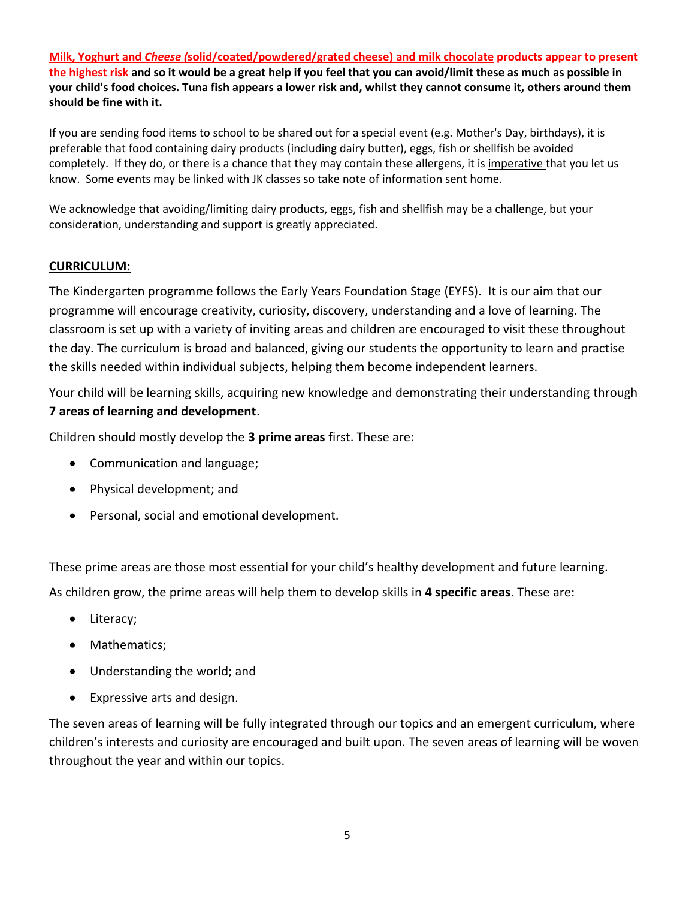**Milk, Yoghurt and *Cheese* (solid/coated/powdered/grated cheese) and milk chocolate products appear to present the highest risk and so it would be a great help if you feel that you can avoid/limit these as much as possible in your child's food choices. Tuna fish appears a lower risk and, whilst they cannot consume it, others around them should be fine with it.**

If you are sending food items to school to be shared out for a special event (e.g. Mother's Day, birthdays), it is preferable that food containing dairy products (including dairy butter), eggs, fish or shellfish be avoided completely. If they do, or there is a chance that they may contain these allergens, it is imperative that you let us know. Some events may be linked with JK classes so take note of information sent home.

We acknowledge that avoiding/limiting dairy products, eggs, fish and shellfish may be a challenge, but your consideration, understanding and support is greatly appreciated.

## CURRICULUM:

The Kindergarten programme follows the Early Years Foundation Stage (EYFS). It is our aim that our programme will encourage creativity, curiosity, discovery, understanding and a love of learning. The classroom is set up with a variety of inviting areas and children are encouraged to visit these throughout the day. The curriculum is broad and balanced, giving our students the opportunity to learn and practise the skills needed within individual subjects, helping them become independent learners.

Your child will be learning skills, acquiring new knowledge and demonstrating their understanding through **7 areas of learning and development**.

Children should mostly develop the **3 prime areas** first. These are:

- Communication and language;
- Physical development; and
- Personal, social and emotional development.

These prime areas are those most essential for your child's healthy development and future learning.

As children grow, the prime areas will help them to develop skills in **4 specific areas**. These are:

- Literacy;
- Mathematics;
- Understanding the world; and
- Expressive arts and design.

The seven areas of learning will be fully integrated through our topics and an emergent curriculum, where children's interests and curiosity are encouraged and built upon. The seven areas of learning will be woven throughout the year and within our topics.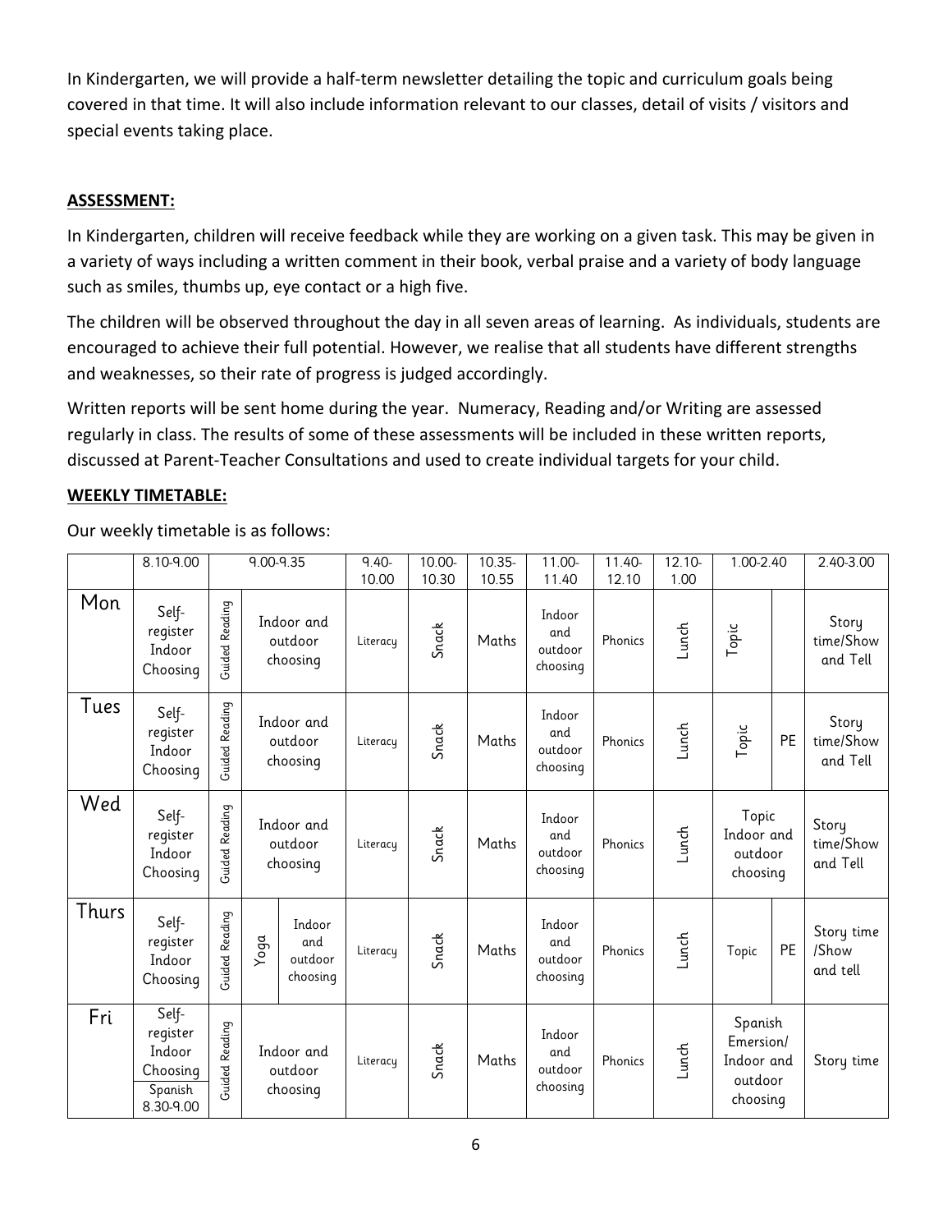In Kindergarten, we will provide a half-term newsletter detailing the topic and curriculum goals being covered in that time. It will also include information relevant to our classes, detail of visits / visitors and special events taking place.

## ASSESSMENT:

In Kindergarten, children will receive feedback while they are working on a given task. This may be given in a variety of ways including a written comment in their book, verbal praise and a variety of body language such as smiles, thumbs up, eye contact or a high five.

The children will be observed throughout the day in all seven areas of learning. As individuals, students are encouraged to achieve their full potential. However, we realise that all students have different strengths and weaknesses, so their rate of progress is judged accordingly.

Written reports will be sent home during the year. Numeracy, Reading and/or Writing are assessed regularly in class. The results of some of these assessments will be included in these written reports, discussed at Parent-Teacher Consultations and used to create individual targets for your child.

## WEEKLY TIMETABLE:

Our weekly timetable is as follows:

| | 8.10-9.00 | 9.00-9.35 | | | 9.40-10.00 | 10.00-10.30 | 10.35-10.55 | 11.00-11.40 | 11.40-12.10 | 12.10-1.00 | 1.00-2.40 | | 2.40-3.00 |
|---|---|---|---|---|---|---|---|---|---|---|---|---|---|
| Mon | Self-register Indoor Choosing | Guided Reading | Indoor and outdoor choosing | | Literacy | Snack | Maths | Indoor and outdoor choosing | Phonics | Lunch | Topic | | Story time/Show and Tell |
| Tues | Self-register Indoor Choosing | Guided Reading | Indoor and outdoor choosing | | Literacy | Snack | Maths | Indoor and outdoor choosing | Phonics | Lunch | Topic | PE | Story time/Show and Tell |
| Wed | Self-register Indoor Choosing | Guided Reading | Indoor and outdoor choosing | | Literacy | Snack | Maths | Indoor and outdoor choosing | Phonics | Lunch | Topic Indoor and outdoor choosing | | Story time/Show and Tell |
| Thurs | Self-register Indoor Choosing | Guided Reading | Yoga | Indoor and outdoor choosing | Literacy | Snack | Maths | Indoor and outdoor choosing | Phonics | Lunch | Topic | PE | Story time /Show and tell |
| Fri | Self-register Indoor Choosing Spanish 8.30-9.00 | Guided Reading | Indoor and outdoor choosing | | Literacy | Snack | Maths | Indoor and outdoor choosing | Phonics | Lunch | Spanish Emersion/ Indoor and outdoor choosing | | Story time |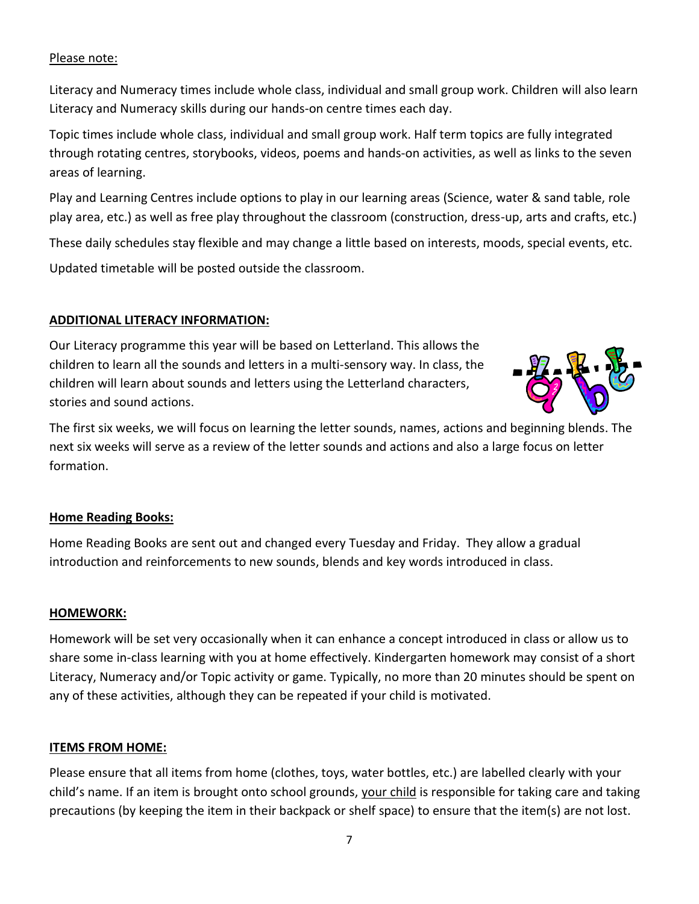Please note:

Literacy and Numeracy times include whole class, individual and small group work. Children will also learn Literacy and Numeracy skills during our hands-on centre times each day.

Topic times include whole class, individual and small group work. Half term topics are fully integrated through rotating centres, storybooks, videos, poems and hands-on activities, as well as links to the seven areas of learning.

Play and Learning Centres include options to play in our learning areas (Science, water & sand table, role play area, etc.) as well as free play throughout the classroom (construction, dress-up, arts and crafts, etc.)

These daily schedules stay flexible and may change a little based on interests, moods, special events, etc.

Updated timetable will be posted outside the classroom.

## ADDITIONAL LITERACY INFORMATION:

Our Literacy programme this year will be based on Letterland. This allows the children to learn all the sounds and letters in a multi-sensory way. In class, the children will learn about sounds and letters using the Letterland characters, stories and sound actions.

The first six weeks, we will focus on learning the letter sounds, names, actions and beginning blends. The next six weeks will serve as a review of the letter sounds and actions and also a large focus on letter formation.

## Home Reading Books:

Home Reading Books are sent out and changed every Tuesday and Friday. They allow a gradual introduction and reinforcements to new sounds, blends and key words introduced in class.

## HOMEWORK:

Homework will be set very occasionally when it can enhance a concept introduced in class or allow us to share some in-class learning with you at home effectively. Kindergarten homework may consist of a short Literacy, Numeracy and/or Topic activity or game. Typically, no more than 20 minutes should be spent on any of these activities, although they can be repeated if your child is motivated.

## ITEMS FROM HOME:

Please ensure that all items from home (clothes, toys, water bottles, etc.) are labelled clearly with your child's name. If an item is brought onto school grounds, your child is responsible for taking care and taking precautions (by keeping the item in their backpack or shelf space) to ensure that the item(s) are not lost.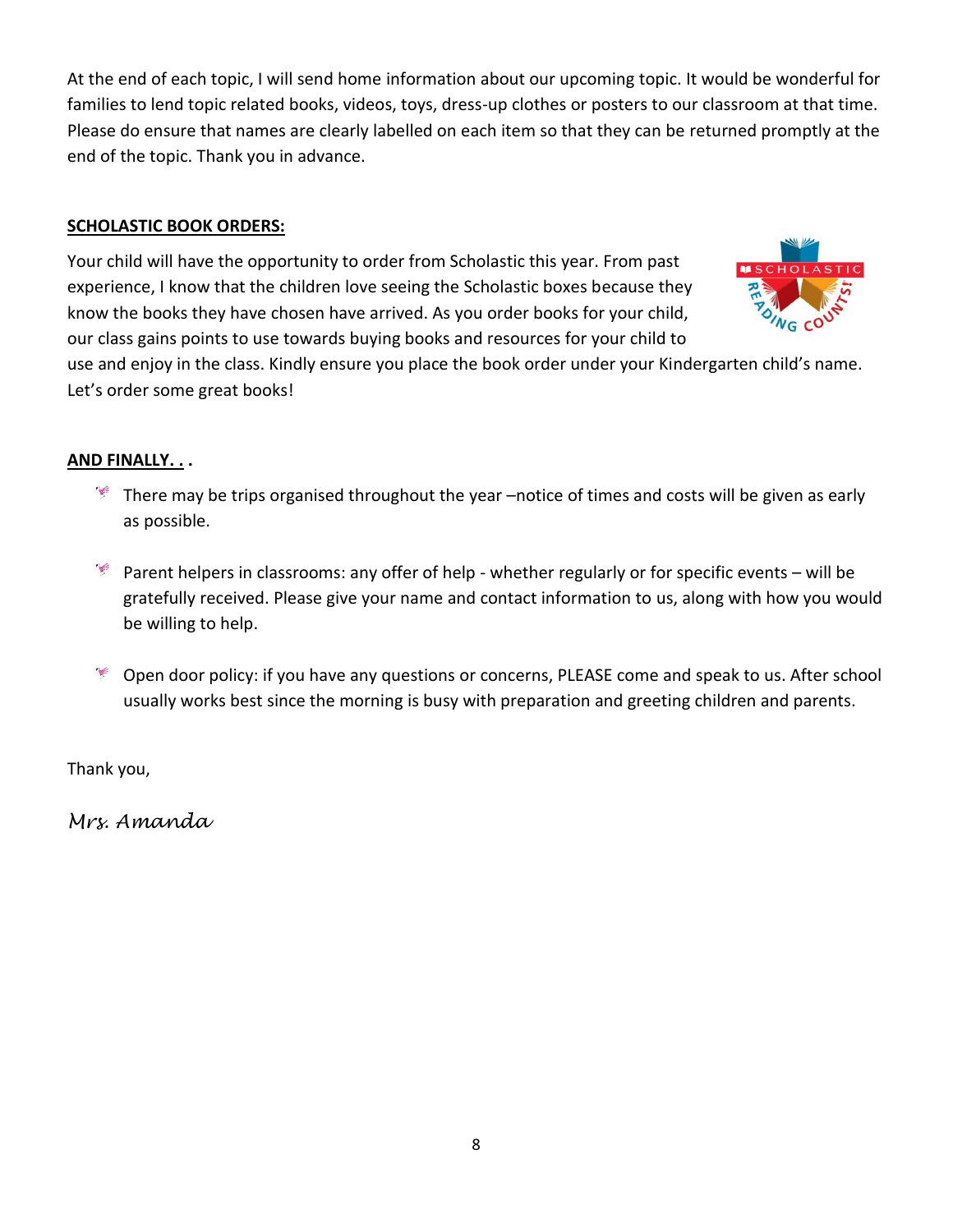At the end of each topic, I will send home information about our upcoming topic. It would be wonderful for families to lend topic related books, videos, toys, dress-up clothes or posters to our classroom at that time. Please do ensure that names are clearly labelled on each item so that they can be returned promptly at the end of the topic. Thank you in advance.

**SCHOLASTIC BOOK ORDERS:**

Your child will have the opportunity to order from Scholastic this year. From past experience, I know that the children love seeing the Scholastic boxes because they know the books they have chosen have arrived. As you order books for your child, our class gains points to use towards buying books and resources for your child to use and enjoy in the class. Kindly ensure you place the book order under your Kindergarten child's name. Let's order some great books!

**AND FINALLY. . .**

- There may be trips organised throughout the year –notice of times and costs will be given as early as possible.
- Parent helpers in classrooms: any offer of help - whether regularly or for specific events – will be gratefully received. Please give your name and contact information to us, along with how you would be willing to help.
- Open door policy: if you have any questions or concerns, PLEASE come and speak to us. After school usually works best since the morning is busy with preparation and greeting children and parents.

Thank you,

*Mrs. Amanda*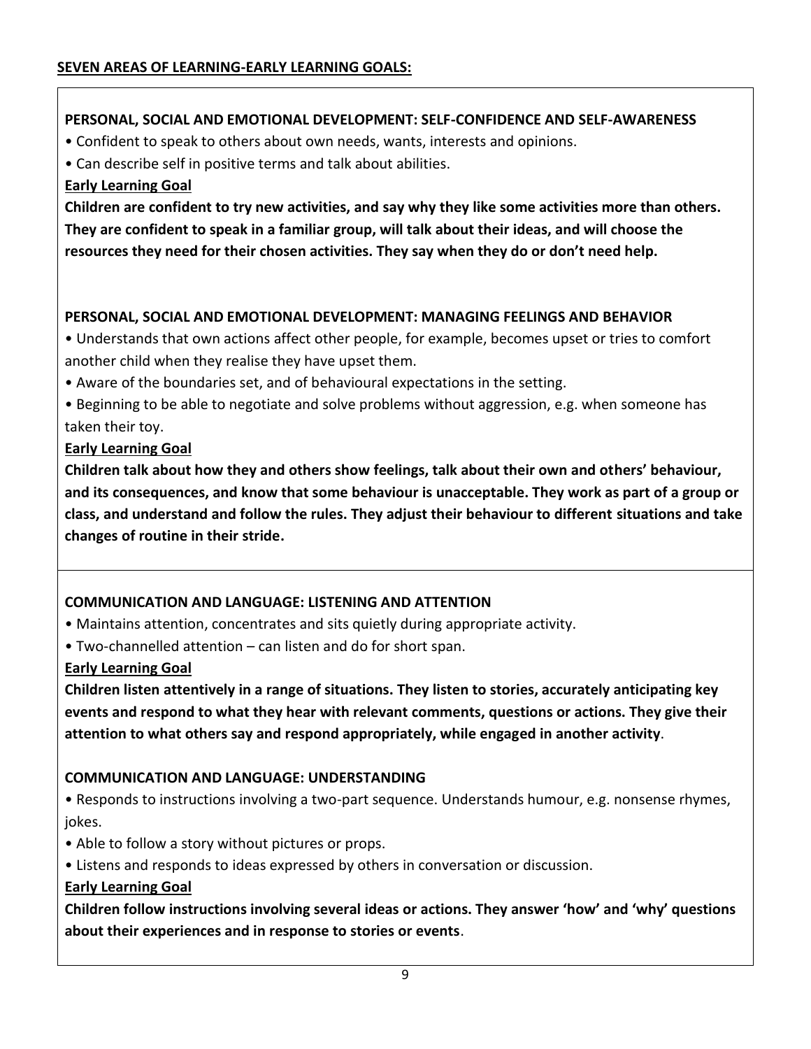## SEVEN AREAS OF LEARNING-EARLY LEARNING GOALS:

### PERSONAL, SOCIAL AND EMOTIONAL DEVELOPMENT: SELF-CONFIDENCE AND SELF-AWARENESS

- Confident to speak to others about own needs, wants, interests and opinions.
- Can describe self in positive terms and talk about abilities.

**Early Learning Goal**

**Children are confident to try new activities, and say why they like some activities more than others. They are confident to speak in a familiar group, will talk about their ideas, and will choose the resources they need for their chosen activities. They say when they do or don't need help.**

### PERSONAL, SOCIAL AND EMOTIONAL DEVELOPMENT: MANAGING FEELINGS AND BEHAVIOR

- Understands that own actions affect other people, for example, becomes upset or tries to comfort another child when they realise they have upset them.
- Aware of the boundaries set, and of behavioural expectations in the setting.
- Beginning to be able to negotiate and solve problems without aggression, e.g. when someone has taken their toy.

**Early Learning Goal**

**Children talk about how they and others show feelings, talk about their own and others' behaviour, and its consequences, and know that some behaviour is unacceptable. They work as part of a group or class, and understand and follow the rules. They adjust their behaviour to different situations and take changes of routine in their stride.**

### COMMUNICATION AND LANGUAGE: LISTENING AND ATTENTION

- Maintains attention, concentrates and sits quietly during appropriate activity.
- Two-channelled attention – can listen and do for short span.

**Early Learning Goal**

**Children listen attentively in a range of situations. They listen to stories, accurately anticipating key events and respond to what they hear with relevant comments, questions or actions. They give their attention to what others say and respond appropriately, while engaged in another activity**.

### COMMUNICATION AND LANGUAGE: UNDERSTANDING

- Responds to instructions involving a two-part sequence. Understands humour, e.g. nonsense rhymes, jokes.
- Able to follow a story without pictures or props.
- Listens and responds to ideas expressed by others in conversation or discussion.

**Early Learning Goal**

**Children follow instructions involving several ideas or actions. They answer 'how' and 'why' questions about their experiences and in response to stories or events**.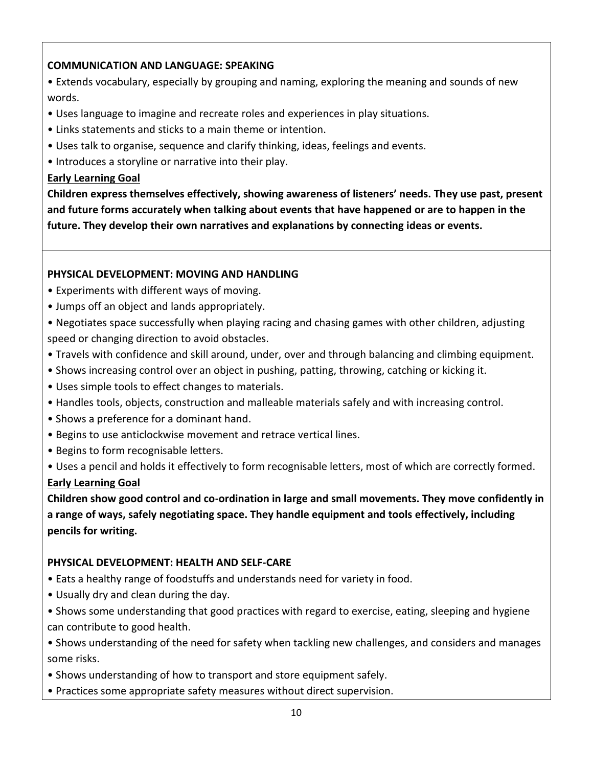**COMMUNICATION AND LANGUAGE: SPEAKING**

- Extends vocabulary, especially by grouping and naming, exploring the meaning and sounds of new words.
- Uses language to imagine and recreate roles and experiences in play situations.
- Links statements and sticks to a main theme or intention.
- Uses talk to organise, sequence and clarify thinking, ideas, feelings and events.
- Introduces a storyline or narrative into their play.

**Early Learning Goal**

**Children express themselves effectively, showing awareness of listeners' needs. They use past, present and future forms accurately when talking about events that have happened or are to happen in the future. They develop their own narratives and explanations by connecting ideas or events.**

**PHYSICAL DEVELOPMENT: MOVING AND HANDLING**

- Experiments with different ways of moving.
- Jumps off an object and lands appropriately.
- Negotiates space successfully when playing racing and chasing games with other children, adjusting speed or changing direction to avoid obstacles.
- Travels with confidence and skill around, under, over and through balancing and climbing equipment.
- Shows increasing control over an object in pushing, patting, throwing, catching or kicking it.
- Uses simple tools to effect changes to materials.
- Handles tools, objects, construction and malleable materials safely and with increasing control.
- Shows a preference for a dominant hand.
- Begins to use anticlockwise movement and retrace vertical lines.
- Begins to form recognisable letters.
- Uses a pencil and holds it effectively to form recognisable letters, most of which are correctly formed.

**Early Learning Goal**

**Children show good control and co-ordination in large and small movements. They move confidently in a range of ways, safely negotiating space. They handle equipment and tools effectively, including pencils for writing.**

**PHYSICAL DEVELOPMENT: HEALTH AND SELF-CARE**

- Eats a healthy range of foodstuffs and understands need for variety in food.
- Usually dry and clean during the day.
- Shows some understanding that good practices with regard to exercise, eating, sleeping and hygiene can contribute to good health.
- Shows understanding of the need for safety when tackling new challenges, and considers and manages some risks.
- Shows understanding of how to transport and store equipment safely.
- Practices some appropriate safety measures without direct supervision.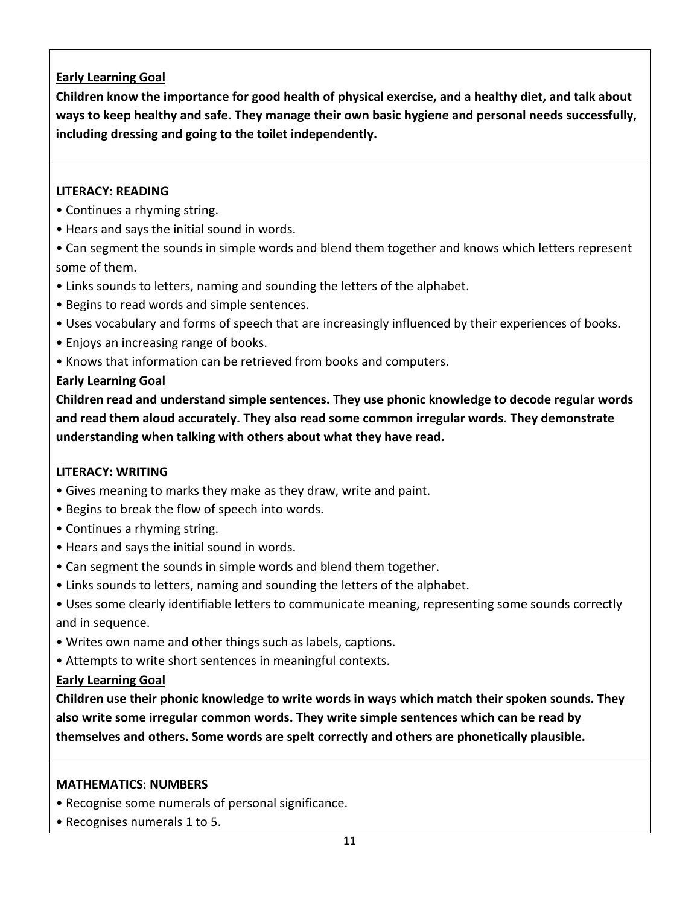**Early Learning Goal**

**Children know the importance for good health of physical exercise, and a healthy diet, and talk about ways to keep healthy and safe. They manage their own basic hygiene and personal needs successfully, including dressing and going to the toilet independently.**

**LITERACY: READING**

- Continues a rhyming string.
- Hears and says the initial sound in words.
- Can segment the sounds in simple words and blend them together and knows which letters represent some of them.
- Links sounds to letters, naming and sounding the letters of the alphabet.
- Begins to read words and simple sentences.
- Uses vocabulary and forms of speech that are increasingly influenced by their experiences of books.
- Enjoys an increasing range of books.
- Knows that information can be retrieved from books and computers.

**Early Learning Goal**

**Children read and understand simple sentences. They use phonic knowledge to decode regular words and read them aloud accurately. They also read some common irregular words. They demonstrate understanding when talking with others about what they have read.**

**LITERACY: WRITING**

- Gives meaning to marks they make as they draw, write and paint.
- Begins to break the flow of speech into words.
- Continues a rhyming string.
- Hears and says the initial sound in words.
- Can segment the sounds in simple words and blend them together.
- Links sounds to letters, naming and sounding the letters of the alphabet.
- Uses some clearly identifiable letters to communicate meaning, representing some sounds correctly and in sequence.
- Writes own name and other things such as labels, captions.
- Attempts to write short sentences in meaningful contexts.

**Early Learning Goal**

**Children use their phonic knowledge to write words in ways which match their spoken sounds. They also write some irregular common words. They write simple sentences which can be read by themselves and others. Some words are spelt correctly and others are phonetically plausible.**

**MATHEMATICS: NUMBERS**

- Recognise some numerals of personal significance.
- Recognises numerals 1 to 5.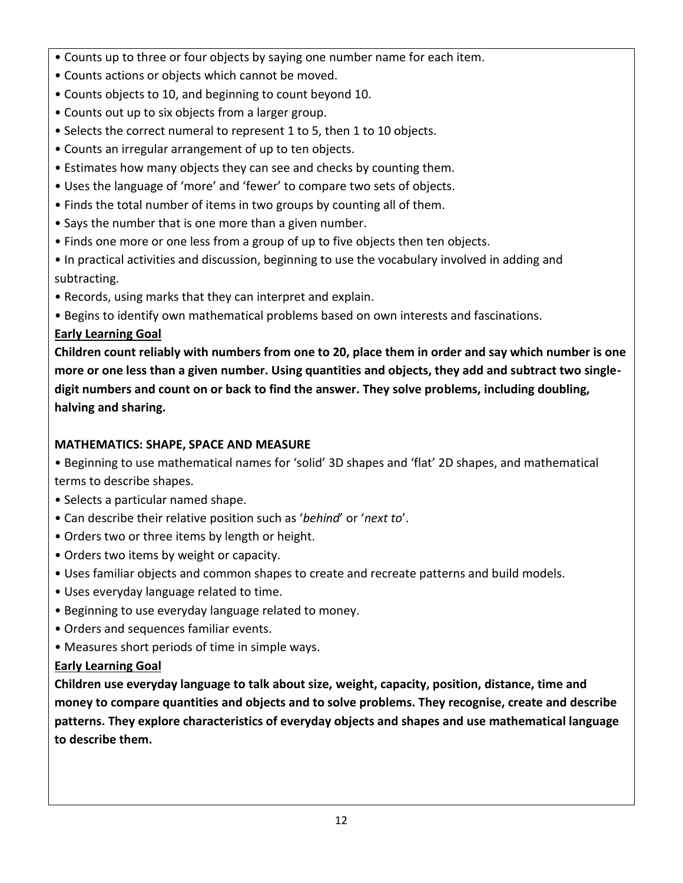- Counts up to three or four objects by saying one number name for each item.
- Counts actions or objects which cannot be moved.
- Counts objects to 10, and beginning to count beyond 10.
- Counts out up to six objects from a larger group.
- Selects the correct numeral to represent 1 to 5, then 1 to 10 objects.
- Counts an irregular arrangement of up to ten objects.
- Estimates how many objects they can see and checks by counting them.
- Uses the language of 'more' and 'fewer' to compare two sets of objects.
- Finds the total number of items in two groups by counting all of them.
- Says the number that is one more than a given number.
- Finds one more or one less from a group of up to five objects then ten objects.
- In practical activities and discussion, beginning to use the vocabulary involved in adding and subtracting.
- Records, using marks that they can interpret and explain.
- Begins to identify own mathematical problems based on own interests and fascinations.

**Early Learning Goal**

**Children count reliably with numbers from one to 20, place them in order and say which number is one more or one less than a given number. Using quantities and objects, they add and subtract two single-digit numbers and count on or back to find the answer. They solve problems, including doubling, halving and sharing.**

**MATHEMATICS: SHAPE, SPACE AND MEASURE**

- Beginning to use mathematical names for 'solid' 3D shapes and 'flat' 2D shapes, and mathematical terms to describe shapes.
- Selects a particular named shape.
- Can describe their relative position such as '*behind*' or '*next to*'.
- Orders two or three items by length or height.
- Orders two items by weight or capacity.
- Uses familiar objects and common shapes to create and recreate patterns and build models.
- Uses everyday language related to time.
- Beginning to use everyday language related to money.
- Orders and sequences familiar events.
- Measures short periods of time in simple ways.

**Early Learning Goal**

**Children use everyday language to talk about size, weight, capacity, position, distance, time and money to compare quantities and objects and to solve problems. They recognise, create and describe patterns. They explore characteristics of everyday objects and shapes and use mathematical language to describe them.**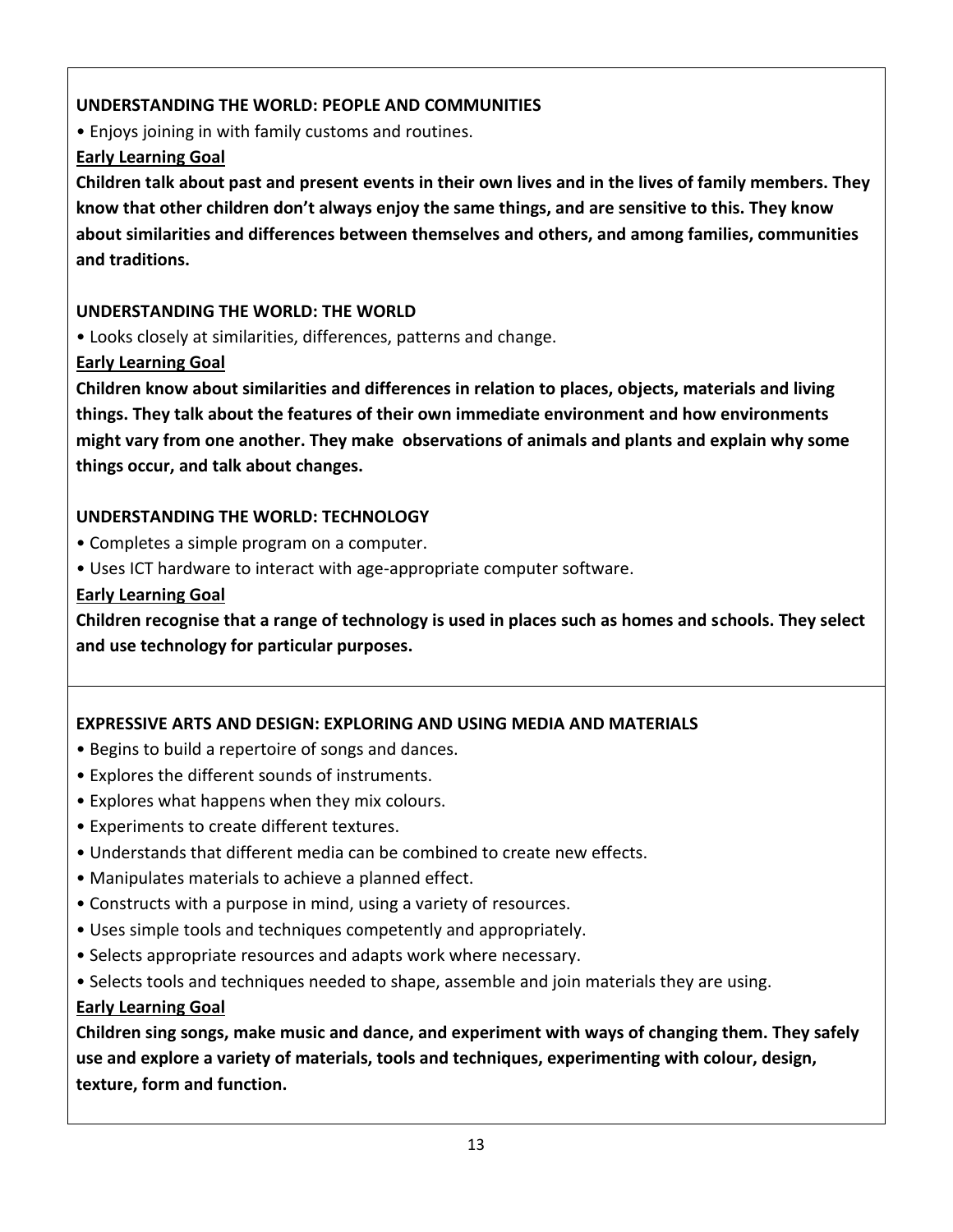**UNDERSTANDING THE WORLD: PEOPLE AND COMMUNITIES**

- Enjoys joining in with family customs and routines.

**Early Learning Goal**

**Children talk about past and present events in their own lives and in the lives of family members. They know that other children don't always enjoy the same things, and are sensitive to this. They know about similarities and differences between themselves and others, and among families, communities and traditions.**

**UNDERSTANDING THE WORLD: THE WORLD**

- Looks closely at similarities, differences, patterns and change.

**Early Learning Goal**

**Children know about similarities and differences in relation to places, objects, materials and living things. They talk about the features of their own immediate environment and how environments might vary from one another. They make observations of animals and plants and explain why some things occur, and talk about changes.**

**UNDERSTANDING THE WORLD: TECHNOLOGY**

- Completes a simple program on a computer.
- Uses ICT hardware to interact with age-appropriate computer software.

**Early Learning Goal**

**Children recognise that a range of technology is used in places such as homes and schools. They select and use technology for particular purposes.**

**EXPRESSIVE ARTS AND DESIGN: EXPLORING AND USING MEDIA AND MATERIALS**

- Begins to build a repertoire of songs and dances.
- Explores the different sounds of instruments.
- Explores what happens when they mix colours.
- Experiments to create different textures.
- Understands that different media can be combined to create new effects.
- Manipulates materials to achieve a planned effect.
- Constructs with a purpose in mind, using a variety of resources.
- Uses simple tools and techniques competently and appropriately.
- Selects appropriate resources and adapts work where necessary.
- Selects tools and techniques needed to shape, assemble and join materials they are using.

**Early Learning Goal**

**Children sing songs, make music and dance, and experiment with ways of changing them. They safely use and explore a variety of materials, tools and techniques, experimenting with colour, design, texture, form and function.**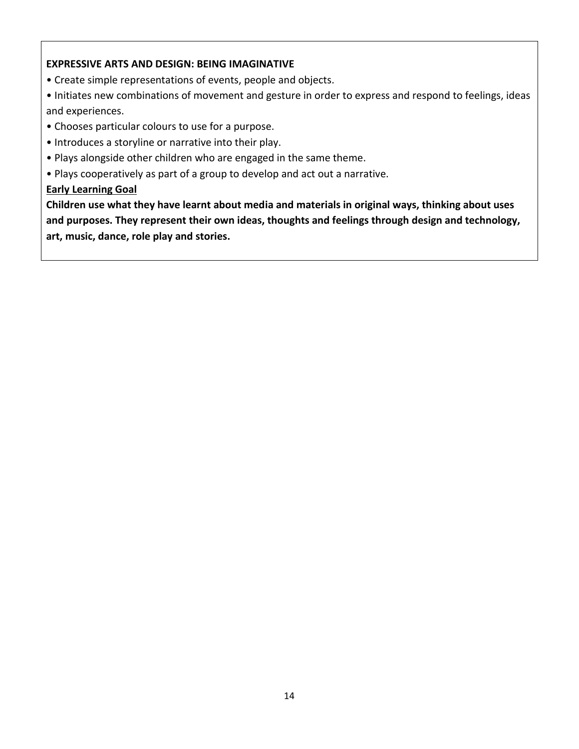**EXPRESSIVE ARTS AND DESIGN: BEING IMAGINATIVE**

- Create simple representations of events, people and objects.
- Initiates new combinations of movement and gesture in order to express and respond to feelings, ideas and experiences.
- Chooses particular colours to use for a purpose.
- Introduces a storyline or narrative into their play.
- Plays alongside other children who are engaged in the same theme.
- Plays cooperatively as part of a group to develop and act out a narrative.

**Early Learning Goal**

**Children use what they have learnt about media and materials in original ways, thinking about uses and purposes. They represent their own ideas, thoughts and feelings through design and technology, art, music, dance, role play and stories.**